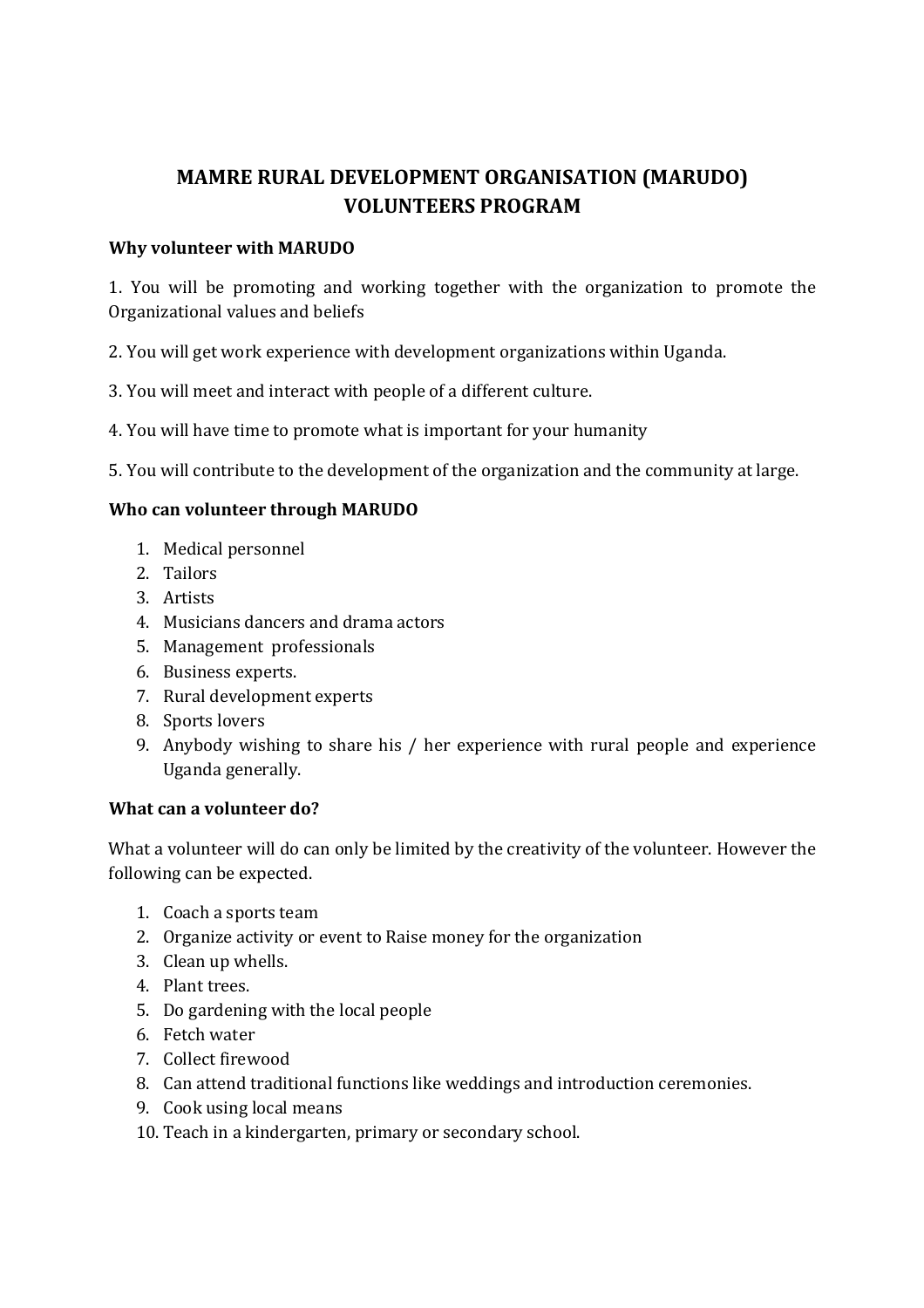# MAMRE RURAL DEVELOPMENT ORGANISATION (MARUDO) VOLUNTEERS PROGRAM

**Why volunteer with MARUDO**

1. You will be promoting and working together with the organization to promote the Organizational values and beliefs

2. You will get work experience with development organizations within Uganda.

3. You will meet and interact with people of a different culture.

4. You will have time to promote what is important for your humanity

5. You will contribute to the development of the organization and the community at large.

**Who can volunteer through MARUDO**

1. Medical personnel
2. Tailors
3. Artists
4. Musicians dancers and drama actors
5. Management professionals
6. Business experts.
7. Rural development experts
8. Sports lovers
9. Anybody wishing to share his / her experience with rural people and experience Uganda generally.

**What can a volunteer do?**

What a volunteer will do can only be limited by the creativity of the volunteer. However the following can be expected.

1. Coach a sports team
2. Organize activity or event to Raise money for the organization
3. Clean up whells.
4. Plant trees.
5. Do gardening with the local people
6. Fetch water
7. Collect firewood
8. Can attend traditional functions like weddings and introduction ceremonies.
9. Cook using local means
10. Teach in a kindergarten, primary or secondary school.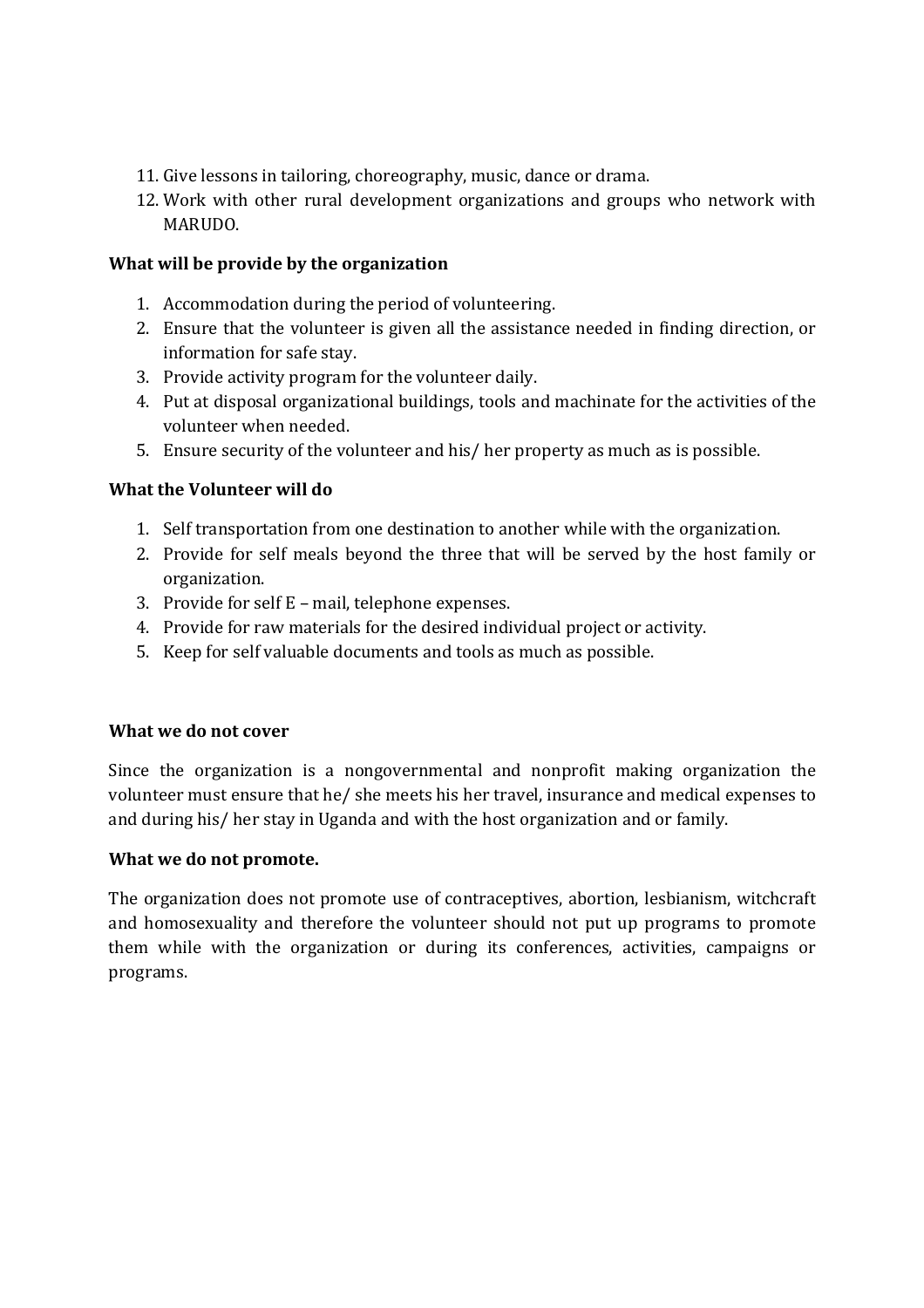11. Give lessons in tailoring, choreography, music, dance or drama.
12. Work with other rural development organizations and groups who network with MARUDO.

**What will be provide by the organization**

1. Accommodation during the period of volunteering.
2. Ensure that the volunteer is given all the assistance needed in finding direction, or information for safe stay.
3. Provide activity program for the volunteer daily.
4. Put at disposal organizational buildings, tools and machinate for the activities of the volunteer when needed.
5. Ensure security of the volunteer and his/ her property as much as is possible.

**What the Volunteer will do**

1. Self transportation from one destination to another while with the organization.
2. Provide for self meals beyond the three that will be served by the host family or organization.
3. Provide for self E – mail, telephone expenses.
4. Provide for raw materials for the desired individual project or activity.
5. Keep for self valuable documents and tools as much as possible.

**What we do not cover**

Since the organization is a nongovernmental and nonprofit making organization the volunteer must ensure that he/ she meets his her travel, insurance and medical expenses to and during his/ her stay in Uganda and with the host organization and or family.

**What we do not promote.**

The organization does not promote use of contraceptives, abortion, lesbianism, witchcraft and homosexuality and therefore the volunteer should not put up programs to promote them while with the organization or during its conferences, activities, campaigns or programs.